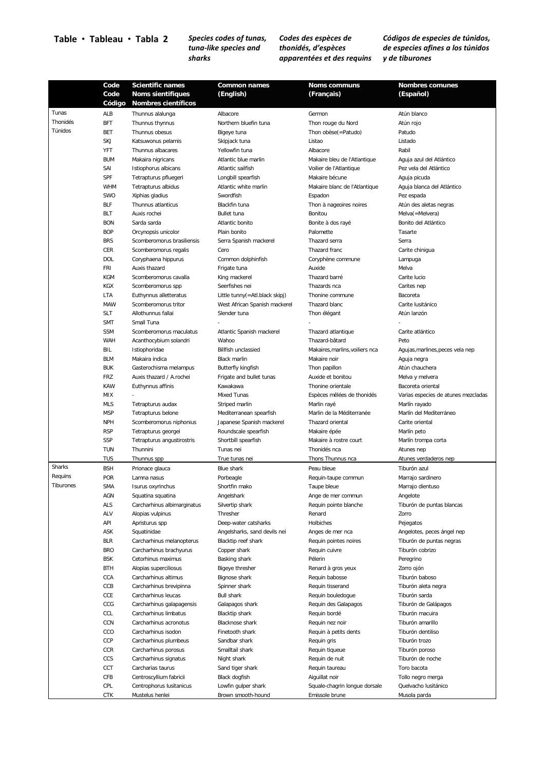**Table • Tableau • Tabla 2** *Species codes of tunas, tuna-like species and sharks* *Codes des espèces de thonidés, d'espèces apparentées et des requins* *Códigos de especies de túnidos, de especies afines a los túnidos y de tiburones*

| | Code / Code / Código | Scientific names / Noms sientifiques / Nombres científicos | Common names (English) | Noms communs (Français) | Nombres comunes (Español) |
|---|---|---|---|---|---|
| Tunas / Thonidés / Túnidos | ALB | Thunnus alalunga | Albacore | Germon | Atún blanco |
| | BFT | Thunnus thynnus | Northern bluefin tuna | Thon rouge du Nord | Atún rojo |
| | BET | Thunnus obesus | Bigeye tuna | Thon obèse(=Patudo) | Patudo |
| | SKJ | Katsuwonus pelamis | Skipjack tuna | Listao | Listado |
| | YFT | Thunnus albacares | Yellowfin tuna | Albacore | Rabil |
| | BUM | Makaira nigricans | Atlantic blue marlin | Makaire bleu de l'Atlantique | Aguja azul del Atlántico |
| | SAI | Istiophorus albicans | Atlantic sailfish | Voilier de l'Atlantique | Pez vela del Atlántico |
| | SPF | Tetrapturus pfluegeri | Longbill spearfish | Makaire bécune | Aguja picuda |
| | WHM | Tetrapturus albidus | Atlantic white marlin | Makaire blanc de l'Atlantique | Aguja blanca del Atlántico |
| | SWO | Xiphias gladius | Swordfish | Espadon | Pez espada |
| | BLF | Thunnus atlanticus | Blackfin tuna | Thon à nageoires noires | Atún des aletas negras |
| | BLT | Auxis rochei | Bullet tuna | Bonitou | Melva(=Melvera) |
| | BON | Sarda sarda | Atlantic bonito | Bonite à dos rayé | Bonito del Atlántico |
| | BOP | Orcynopsis unicolor | Plain bonito | Palomette | Tasarte |
| | BRS | Scomberomorus brasiliensis | Serra Spanish mackerel | Thazard serra | Serra |
| | CER | Scomberomorus regalis | Cero | Thazard franc | Carite chinigua |
| | DOL | Coryphaena hippurus | Common dolphinfish | Coryphène commune | Lampuga |
| | FRI | Auxis thazard | Frigate tuna | Auxide | Melva |
| | KGM | Scomberomorus cavalla | King mackerel | Thazard barré | Carite lucio |
| | KGX | Scomberomorus spp | Seerfishes nei | Thazards nca | Carites nep |
| | LTA | Euthynnus alletteratus | Little tunny(=Atl.black skipj) | Thonine commune | Bacoreta |
| | MAW | Scomberomorus tritor | West African Spanish mackerel | Thazard blanc | Carite lusitánico |
| | SLT | Allothunnus fallai | Slender tuna | Thon élégant | Atún lanzón |
| | SMT | Small Tuna | - | - | - |
| | SSM | Scomberomorus maculatus | Atlantic Spanish mackerel | Thazard atlantique | Carite atlántico |
| | WAH | Acanthocybium solandri | Wahoo | Thazard-bâtard | Peto |
| | BIL | Istiophoridae | Billfish unclassied | Makaires,marlins,voiliers nca | Agujas,marlines,peces vela nep |
| | BLM | Makaira indica | Black marlin | Makaire noir | Aguja negra |
| | BUK | Gasterochisma melampus | Butterfly kingfish | Thon papillon | Atún chauchera |
| | FRZ | Auxis thazard / A.rochei | Frigate and bullet tunas | Auxide et bonitou | Melva y melvera |
| | KAW | Euthynnus affinis | Kawakawa | Thonine orientale | Bacoreta oriental |
| | MIX | - | Mixed Tunas | Espèces mêlées de thonidés | Varias especies de atunes mezcladas |
| | MLS | Tetrapturus audax | Striped marlin | Marlin rayé | Marlín rayado |
| | MSP | Tetrapturus belone | Mediterranean spearfish | Marlin de la Méditerranée | Marlín del Mediterráneo |
| | NPH | Scomberomorus niphonius | Japanese Spanish mackerel | Thazard oriental | Carite oriental |
| | RSP | Tetrapturus georgei | Roundscale spearfish | Makaire épée | Marlín peto |
| | SSP | Tetrapturus angustirostris | Shortbill spearfish | Makaire à rostre court | Marlín trompa corta |
| | TUN | Thunnini | Tunas nei | Thonidés nca | Atunes nep |
| | TUS | Thunnus spp | True tunas nei | Thons Thunnus nca | Atunes verdaderos nep |
| Sharks / Requins / Tiburones | BSH | Prionace glauca | Blue shark | Peau bleue | Tiburón azul |
| | POR | Lamna nasus | Porbeagle | Requin-taupe commun | Marrajo sardinero |
| | SMA | Isurus oxyrinchus | Shortfin mako | Taupe bleue | Marrajo dientuso |
| | AGN | Squatina squatina | Angelshark | Ange de mer commun | Angelote |
| | ALS | Carcharhinus albimarginatus | Silvertip shark | Requin pointe blanche | Tiburón de puntas blancas |
| | ALV | Alopias vulpinus | Thresher | Renard | Zorro |
| | API | Apristurus spp | Deep-water catsharks | Holbiches | Pejegatos |
| | ASK | Squatinidae | Angelsharks, sand devils nei | Anges de mer nca | Angelotes, peces ángel nep |
| | BLR | Carcharhinus melanopterus | Blacktip reef shark | Requin pointes noires | Tiburón de puntas negras |
| | BRO | Carcharhinus brachyurus | Copper shark | Requin cuivre | Tiburón cobrizo |
| | BSK | Cetorhinus maximus | Basking shark | Pèlerin | Peregrino |
| | BTH | Alopias superciliosus | Bigeye thresher | Renard à gros yeux | Zorro ojón |
| | CCA | Carcharhinus altimus | Bignose shark | Requin babosse | Tiburón baboso |
| | CCB | Carcharhinus brevipinna | Spinner shark | Requin tisserand | Tiburón aleta negra |
| | CCE | Carcharhinus leucas | Bull shark | Requin bouledogue | Tiburón sarda |
| | CCG | Carcharhinus galapagensis | Galapagos shark | Requin des Galapagos | Tiburón de Galápagos |
| | CCL | Carcharhinus limbatus | Blacktip shark | Requin bordé | Tiburón macuira |
| | CCN | Carcharhinus acronotus | Blacknose shark | Requin nez noir | Tiburón amarillo |
| | CCO | Carcharhinus isodon | Finetooth shark | Requin à petits dents | Tiburón dentiliso |
| | CCP | Carcharhinus plumbeus | Sandbar shark | Requin gris | Tiburón trozo |
| | CCR | Carcharhinus porosus | Smalltail shark | Requin tiqueue | Tiburón poroso |
| | CCS | Carcharhinus signatus | Night shark | Requin de nuit | Tiburón de noche |
| | CCT | Carcharias taurus | Sand tiger shark | Requin taureau | Toro bacota |
| | CFB | Centroscyllium fabricii | Black dogfish | Aiguillat noir | Tollo negro merga |
| | CPL | Centrophorus lusitanicus | Lowfin gulper shark | Squale-chagrin longue dorsale | Quelvacho lusitánico |
| | CTK | Mustelus henlei | Brown smooth-hound | Emissole brune | Musola parda |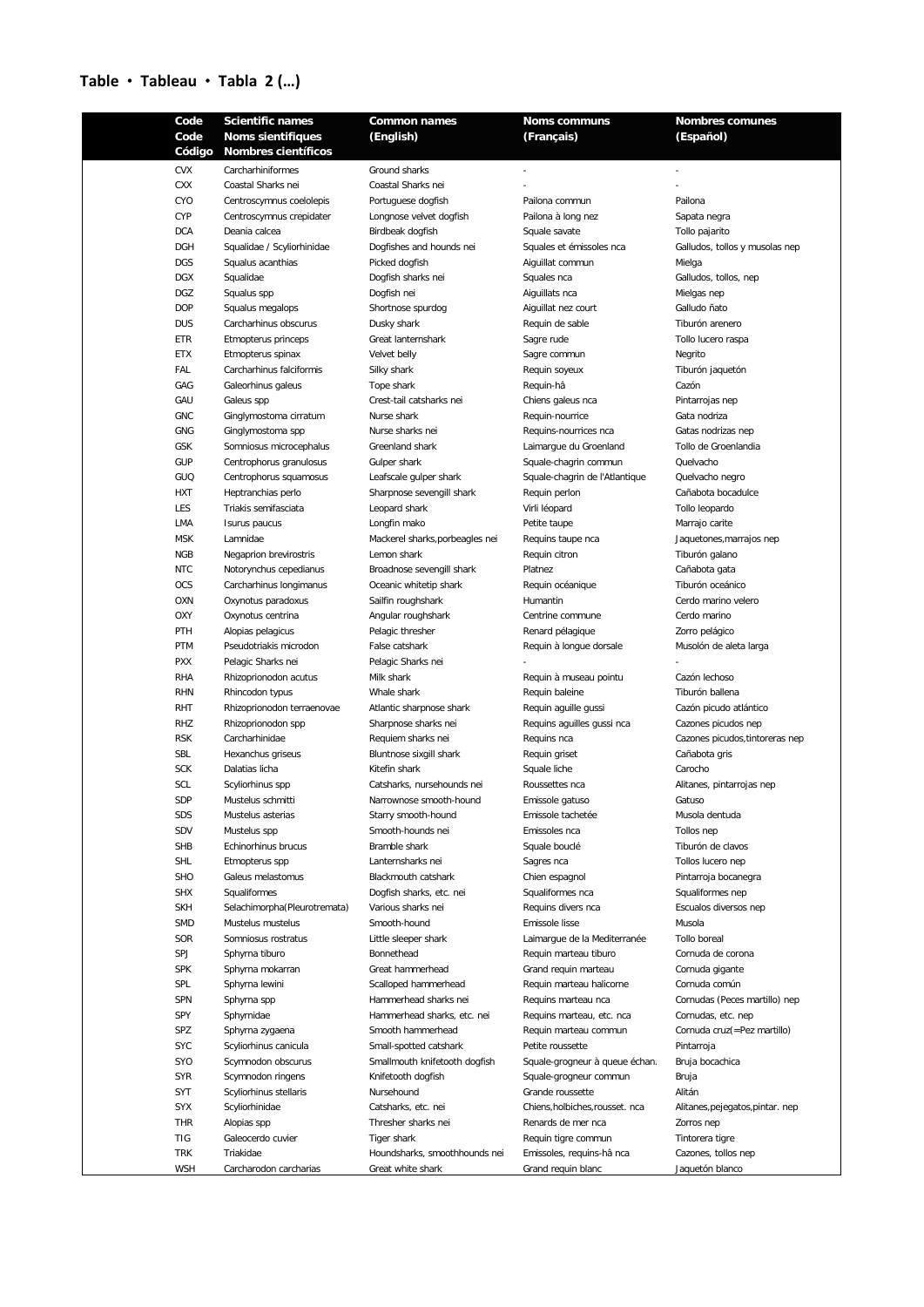**Table • Tableau • Tabla 2 (…)**

| Code<br>Code<br>Código | Scientific names<br>Noms sientifiques<br>Nombres científicos | Common names<br>(English) | Noms communs<br>(Français) | Nombres comunes<br>(Español) |
|---|---|---|---|---|
| CVX | Carcharhiniformes | Ground sharks | - | - |
| CXX | Coastal Sharks nei | Coastal Sharks nei | - | - |
| CYO | Centroscymnus coelolepis | Portuguese dogfish | Pailona commun | Pailona |
| CYP | Centroscymnus crepidater | Longnose velvet dogfish | Pailona à long nez | Sapata negra |
| DCA | Deania calcea | Birdbeak dogfish | Squale savate | Tollo pajarito |
| DGH | Squalidae / Scyliorhinidae | Dogfishes and hounds nei | Squales et émissoles nca | Galludos, tollos y musolas nep |
| DGS | Squalus acanthias | Picked dogfish | Aiguillat commun | Mielga |
| DGX | Squalidae | Dogfish sharks nei | Squales nca | Galludos, tollos, nep |
| DGZ | Squalus spp | Dogfish nei | Aiguillats nca | Mielgas nep |
| DOP | Squalus megalops | Shortnose spurdog | Aiguillat nez court | Galludo ñato |
| DUS | Carcharhinus obscurus | Dusky shark | Requin de sable | Tiburón arenero |
| ETR | Etmopterus princeps | Great lanternshark | Sagre rude | Tollo lucero raspa |
| ETX | Etmopterus spinax | Velvet belly | Sagre commun | Negrito |
| FAL | Carcharhinus falciformis | Silky shark | Requin soyeux | Tiburón jaquetón |
| GAG | Galeorhinus galeus | Tope shark | Requin-hâ | Cazón |
| GAU | Galeus spp | Crest-tail catsharks nei | Chiens galeus nca | Pintarrojas nep |
| GNC | Ginglymostoma cirratum | Nurse shark | Requin-nourrice | Gata nodriza |
| GNG | Ginglymostoma spp | Nurse sharks nei | Requins-nourrices nca | Gatas nodrizas nep |
| GSK | Somniosus microcephalus | Greenland shark | Laimargue du Groenland | Tollo de Groenlandia |
| GUP | Centrophorus granulosus | Gulper shark | Squale-chagrin commun | Quelvacho |
| GUQ | Centrophorus squamosus | Leafscale gulper shark | Squale-chagrin de l'Atlantique | Quelvacho negro |
| HXT | Heptranchias perlo | Sharpnose sevengill shark | Requin perlon | Cañabota bocadulce |
| LES | Triakis semifasciata | Leopard shark | Virli léopard | Tollo leopardo |
| LMA | Isurus paucus | Longfin mako | Petite taupe | Marrajo carite |
| MSK | Lamnidae | Mackerel sharks,porbeagles nei | Requins taupe nca | Jaquetones,marrajos nep |
| NGB | Negaprion brevirostris | Lemon shark | Requin citron | Tiburón galano |
| NTC | Notorynchus cepedianus | Broadnose sevengill shark | Platnez | Cañabota gata |
| OCS | Carcharhinus longimanus | Oceanic whitetip shark | Requin océanique | Tiburón oceánico |
| OXN | Oxynotus paradoxus | Sailfin roughshark | Humantin | Cerdo marino velero |
| OXY | Oxynotus centrina | Angular roughshark | Centrine commune | Cerdo marino |
| PTH | Alopias pelagicus | Pelagic thresher | Renard pélagique | Zorro pelágico |
| PTM | Pseudotriakis microdon | False catshark | Requin à longue dorsale | Musolón de aleta larga |
| PXX | Pelagic Sharks nei | Pelagic Sharks nei | - | - |
| RHA | Rhizoprionodon acutus | Milk shark | Requin à museau pointu | Cazón lechoso |
| RHN | Rhincodon typus | Whale shark | Requin baleine | Tiburón ballena |
| RHT | Rhizoprionodon terraenovae | Atlantic sharpnose shark | Requin aguille gussi | Cazón picudo atlántico |
| RHZ | Rhizoprionodon spp | Sharpnose sharks nei | Requins aguilles gussi nca | Cazones picudos nep |
| RSK | Carcharhinidae | Requiem sharks nei | Requins nca | Cazones picudos,tintoreras nep |
| SBL | Hexanchus griseus | Bluntnose sixgill shark | Requin griset | Cañabota gris |
| SCK | Dalatias licha | Kitefin shark | Squale liche | Carocho |
| SCL | Scyliorhinus spp | Catsharks, nursehounds nei | Roussettes nca | Alitanes, pintarrojas nep |
| SDP | Mustelus schmitti | Narrownose smooth-hound | Emissole gatuso | Gatuso |
| SDS | Mustelus asterias | Starry smooth-hound | Emissole tachetée | Musola dentuda |
| SDV | Mustelus spp | Smooth-hounds nei | Emissoles nca | Tollos nep |
| SHB | Echinorhinus brucus | Bramble shark | Squale bouclé | Tiburón de clavos |
| SHL | Etmopterus spp | Lanternsharks nei | Sagres nca | Tollos lucero nep |
| SHO | Galeus melastomus | Blackmouth catshark | Chien espagnol | Pintarroja bocanegra |
| SHX | Squaliformes | Dogfish sharks, etc. nei | Squaliformes nca | Squaliformes nep |
| SKH | Selachimorpha(Pleurotremata) | Various sharks nei | Requins divers nca | Escualos diversos nep |
| SMD | Mustelus mustelus | Smooth-hound | Emissole lisse | Musola |
| SOR | Somniosus rostratus | Little sleeper shark | Laimargue de la Mediterranée | Tollo boreal |
| SPJ | Sphyrna tiburo | Bonnethead | Requin marteau tiburo | Cornuda de corona |
| SPK | Sphyrna mokarran | Great hammerhead | Grand requin marteau | Cornuda gigante |
| SPL | Sphyrna lewini | Scalloped hammerhead | Requin marteau halicorne | Cornuda común |
| SPN | Sphyrna spp | Hammerhead sharks nei | Requins marteau nca | Cornudas (Peces martillo) nep |
| SPY | Sphyrnidae | Hammerhead sharks, etc. nei | Requins marteau, etc. nca | Cornudas, etc. nep |
| SPZ | Sphyrna zygaena | Smooth hammerhead | Requin marteau commun | Cornuda cruz(=Pez martillo) |
| SYC | Scyliorhinus canicula | Small-spotted catshark | Petite roussette | Pintarroja |
| SYO | Scymnodon obscurus | Smallmouth knifetooth dogfish | Squale-grogneur à queue échan. | Bruja bocachica |
| SYR | Scymnodon ringens | Knifetooth dogfish | Squale-grogneur commun | Bruja |
| SYT | Scyliorhinus stellaris | Nursehound | Grande roussette | Alitán |
| SYX | Scyliorhinidae | Catsharks, etc. nei | Chiens,holbiches,rousset. nca | Alitanes,pejegatos,pintar. nep |
| THR | Alopias spp | Thresher sharks nei | Renards de mer nca | Zorros nep |
| TIG | Galeocerdo cuvier | Tiger shark | Requin tigre commun | Tintorera tigre |
| TRK | Triakidae | Houndsharks, smoothhounds nei | Emissoles, requins-hâ nca | Cazones, tollos nep |
| WSH | Carcharodon carcharias | Great white shark | Grand requin blanc | Jaquetón blanco |